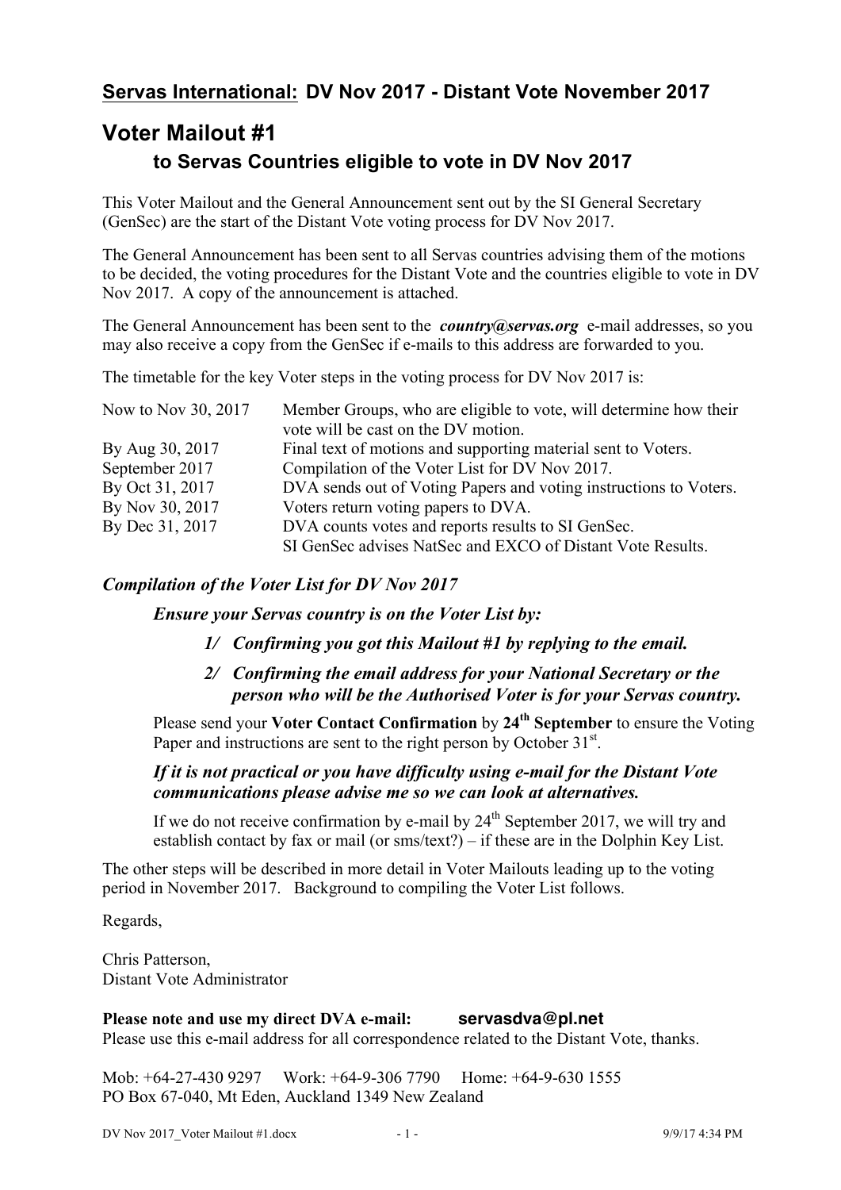## **Servas International:** DV Nov 2017 - Distant Vote November 2017

# Voter Mailout #1

### to Servas Countries eligible to vote in DV Nov 2017

This Voter Mailout and the General Announcement sent out by the SI General Secretary (GenSec) are the start of the Distant Vote voting process for DV Nov 2017.

The General Announcement has been sent to all Servas countries advising them of the motions to be decided, the voting procedures for the Distant Vote and the countries eligible to vote in DV Nov 2017. A copy of the announcement is attached.

The General Announcement has been sent to the ***country@servas.org*** e-mail addresses, so you may also receive a copy from the GenSec if e-mails to this address are forwarded to you.

The timetable for the key Voter steps in the voting process for DV Nov 2017 is:

| | |
|---|---|
| Now to Nov 30, 2017 | Member Groups, who are eligible to vote, will determine how their vote will be cast on the DV motion. |
| By Aug 30, 2017 | Final text of motions and supporting material sent to Voters. |
| September 2017 | Compilation of the Voter List for DV Nov 2017. |
| By Oct 31, 2017 | DVA sends out of Voting Papers and voting instructions to Voters. |
| By Nov 30, 2017 | Voters return voting papers to DVA. |
| By Dec 31, 2017 | DVA counts votes and reports results to SI GenSec. SI GenSec advises NatSec and EXCO of Distant Vote Results. |

### *Compilation of the Voter List for DV Nov 2017*

***Ensure your Servas country is on the Voter List by:***

***1/ Confirming you got this Mailout #1 by replying to the email.***

***2/ Confirming the email address for your National Secretary or the person who will be the Authorised Voter is for your Servas country.***

Please send your **Voter Contact Confirmation** by **24th September** to ensure the Voting Paper and instructions are sent to the right person by October 31st.

***If it is not practical or you have difficulty using e-mail for the Distant Vote communications please advise me so we can look at alternatives.***

If we do not receive confirmation by e-mail by 24th September 2017, we will try and establish contact by fax or mail (or sms/text?) – if these are in the Dolphin Key List.

The other steps will be described in more detail in Voter Mailouts leading up to the voting period in November 2017. Background to compiling the Voter List follows.

Regards,

Chris Patterson,
Distant Vote Administrator

**Please note and use my direct DVA e-mail: servasdva@pl.net**
Please use this e-mail address for all correspondence related to the Distant Vote, thanks.

Mob: +64-27-430 9297 Work: +64-9-306 7790 Home: +64-9-630 1555
PO Box 67-040, Mt Eden, Auckland 1349 New Zealand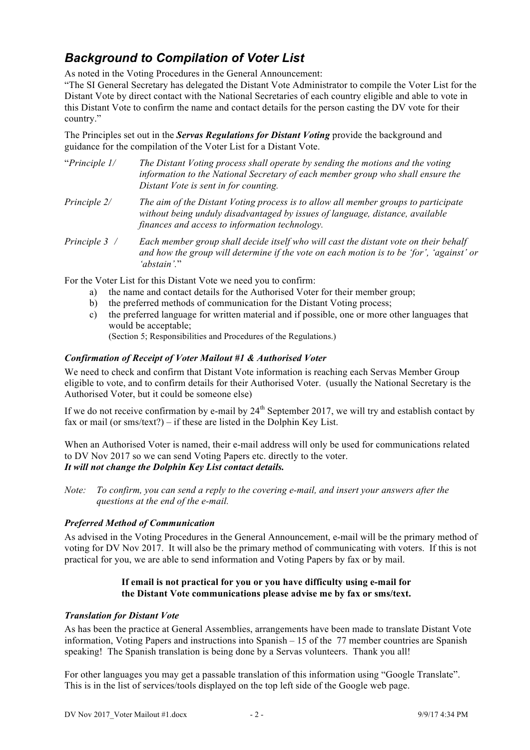## *Background to Compilation of Voter List*

As noted in the Voting Procedures in the General Announcement:

"The SI General Secretary has delegated the Distant Vote Administrator to compile the Voter List for the Distant Vote by direct contact with the National Secretaries of each country eligible and able to vote in this Distant Vote to confirm the name and contact details for the person casting the DV vote for their country."

The Principles set out in the ***Servas Regulations for Distant Voting*** provide the background and guidance for the compilation of the Voter List for a Distant Vote.

"*Principle 1/* *The Distant Voting process shall operate by sending the motions and the voting information to the National Secretary of each member group who shall ensure the Distant Vote is sent in for counting.*

*Principle 2/* *The aim of the Distant Voting process is to allow all member groups to participate without being unduly disadvantaged by issues of language, distance, available finances and access to information technology.*

*Principle 3 /* *Each member group shall decide itself who will cast the distant vote on their behalf and how the group will determine if the vote on each motion is to be 'for', 'against' or 'abstain'.*"

For the Voter List for this Distant Vote we need you to confirm:

a) the name and contact details for the Authorised Voter for their member group;
b) the preferred methods of communication for the Distant Voting process;
c) the preferred language for written material and if possible, one or more other languages that would be acceptable;
(Section 5; Responsibilities and Procedures of the Regulations.)

### *Confirmation of Receipt of Voter Mailout #1 & Authorised Voter*

We need to check and confirm that Distant Vote information is reaching each Servas Member Group eligible to vote, and to confirm details for their Authorised Voter. (usually the National Secretary is the Authorised Voter, but it could be someone else)

If we do not receive confirmation by e-mail by 24th September 2017, we will try and establish contact by fax or mail (or sms/text?) – if these are listed in the Dolphin Key List.

When an Authorised Voter is named, their e-mail address will only be used for communications related to DV Nov 2017 so we can send Voting Papers etc. directly to the voter.
***It will not change the Dolphin Key List contact details.***

*Note: To confirm, you can send a reply to the covering e-mail, and insert your answers after the questions at the end of the e-mail.*

### *Preferred Method of Communication*

As advised in the Voting Procedures in the General Announcement, e-mail will be the primary method of voting for DV Nov 2017. It will also be the primary method of communicating with voters. If this is not practical for you, we are able to send information and Voting Papers by fax or by mail.

**If email is not practical for you or you have difficulty using e-mail for the Distant Vote communications please advise me by fax or sms/text.**

### *Translation for Distant Vote*

As has been the practice at General Assemblies, arrangements have been made to translate Distant Vote information, Voting Papers and instructions into Spanish – 15 of the 77 member countries are Spanish speaking! The Spanish translation is being done by a Servas volunteers. Thank you all!

For other languages you may get a passable translation of this information using "Google Translate". This is in the list of services/tools displayed on the top left side of the Google web page.